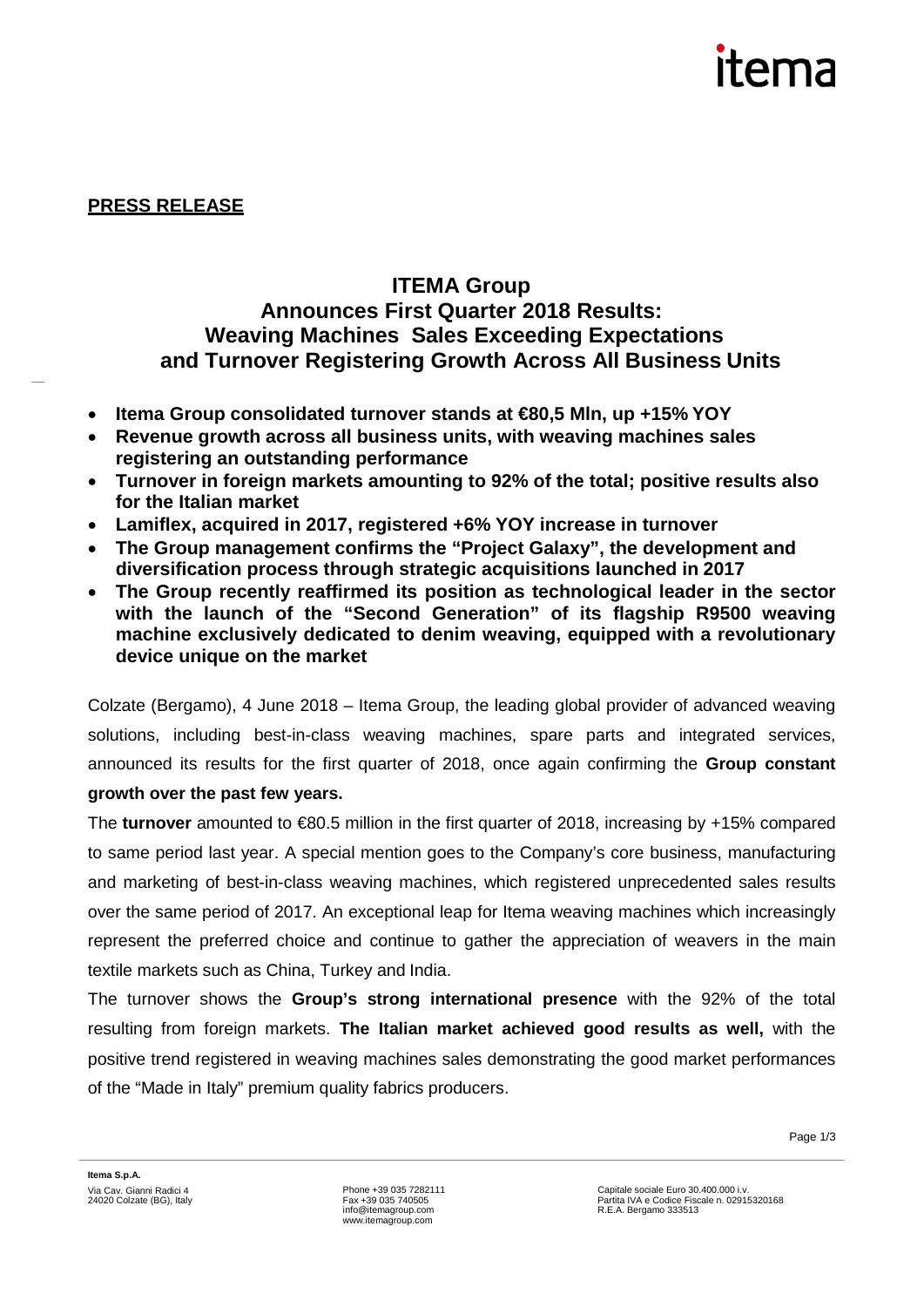**PRESS RELEASE**

# ITEMA Group
## Announces First Quarter 2018 Results: Weaving Machines Sales Exceeding Expectations and Turnover Registering Growth Across All Business Units

- **Itema Group consolidated turnover stands at €80,5 Mln, up +15% YOY**
- **Revenue growth across all business units, with weaving machines sales registering an outstanding performance**
- **Turnover in foreign markets amounting to 92% of the total; positive results also for the Italian market**
- **Lamiflex, acquired in 2017, registered +6% YOY increase in turnover**
- **The Group management confirms the "Project Galaxy", the development and diversification process through strategic acquisitions launched in 2017**
- **The Group recently reaffirmed its position as technological leader in the sector with the launch of the "Second Generation" of its flagship R9500 weaving machine exclusively dedicated to denim weaving, equipped with a revolutionary device unique on the market**

Colzate (Bergamo), 4 June 2018 – Itema Group, the leading global provider of advanced weaving solutions, including best-in-class weaving machines, spare parts and integrated services, announced its results for the first quarter of 2018, once again confirming the **Group constant growth over the past few years.**

The **turnover** amounted to €80.5 million in the first quarter of 2018, increasing by +15% compared to same period last year. A special mention goes to the Company's core business, manufacturing and marketing of best-in-class weaving machines, which registered unprecedented sales results over the same period of 2017. An exceptional leap for Itema weaving machines which increasingly represent the preferred choice and continue to gather the appreciation of weavers in the main textile markets such as China, Turkey and India.

The turnover shows the **Group's strong international presence** with the 92% of the total resulting from foreign markets. **The Italian market achieved good results as well,** with the positive trend registered in weaving machines sales demonstrating the good market performances of the "Made in Italy" premium quality fabrics producers.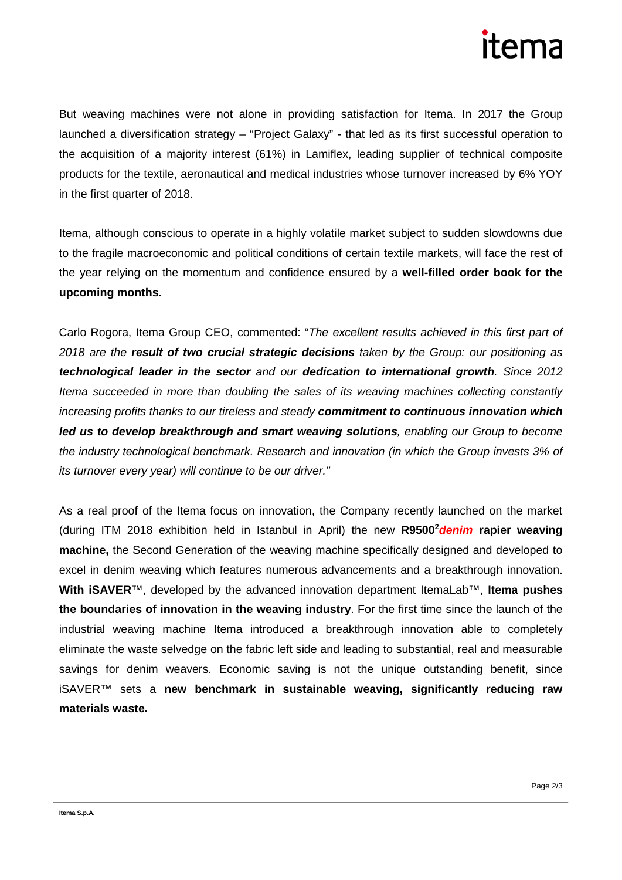But weaving machines were not alone in providing satisfaction for Itema. In 2017 the Group launched a diversification strategy – "Project Galaxy" - that led as its first successful operation to the acquisition of a majority interest (61%) in Lamiflex, leading supplier of technical composite products for the textile, aeronautical and medical industries whose turnover increased by 6% YOY in the first quarter of 2018.

Itema, although conscious to operate in a highly volatile market subject to sudden slowdowns due to the fragile macroeconomic and political conditions of certain textile markets, will face the rest of the year relying on the momentum and confidence ensured by a **well-filled order book for the upcoming months.**

Carlo Rogora, Itema Group CEO, commented: "*The excellent results achieved in this first part of 2018 are the **result of two crucial strategic decisions** taken by the Group: our positioning as **technological leader in the sector** and our **dedication to international growth**. Since 2012 Itema succeeded in more than doubling the sales of its weaving machines collecting constantly increasing profits thanks to our tireless and steady **commitment to continuous innovation which led us to develop breakthrough and smart weaving solutions**, enabling our Group to become the industry technological benchmark. Research and innovation (in which the Group invests 3% of its turnover every year) will continue to be our driver.*"

As a real proof of the Itema focus on innovation, the Company recently launched on the market (during ITM 2018 exhibition held in Istanbul in April) the new **R9500²*denim* rapier weaving machine,** the Second Generation of the weaving machine specifically designed and developed to excel in denim weaving which features numerous advancements and a breakthrough innovation. **With iSAVER**™, developed by the advanced innovation department ItemaLab™, **Itema pushes the boundaries of innovation in the weaving industry**. For the first time since the launch of the industrial weaving machine Itema introduced a breakthrough innovation able to completely eliminate the waste selvedge on the fabric left side and leading to substantial, real and measurable savings for denim weavers. Economic saving is not the unique outstanding benefit, since iSAVER™ sets a **new benchmark in sustainable weaving, significantly reducing raw materials waste.**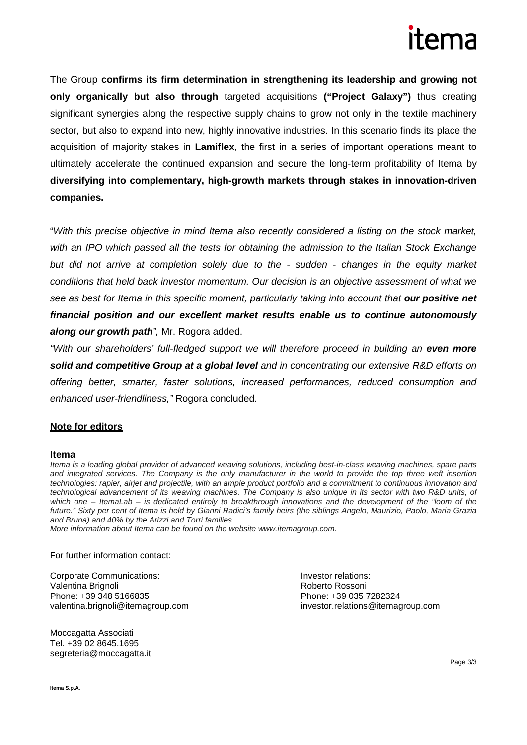The Group **confirms its firm determination in strengthening its leadership and growing not only organically but also through** targeted acquisitions **("Project Galaxy")** thus creating significant synergies along the respective supply chains to grow not only in the textile machinery sector, but also to expand into new, highly innovative industries. In this scenario finds its place the acquisition of majority stakes in **Lamiflex**, the first in a series of important operations meant to ultimately accelerate the continued expansion and secure the long-term profitability of Itema by **diversifying into complementary, high-growth markets through stakes in innovation-driven companies.**

"*With this precise objective in mind Itema also recently considered a listing on the stock market, with an IPO which passed all the tests for obtaining the admission to the Italian Stock Exchange but did not arrive at completion solely due to the - sudden - changes in the equity market conditions that held back investor momentum. Our decision is an objective assessment of what we see as best for Itema in this specific moment, particularly taking into account that **our positive net financial position and our excellent market results enable us to continue autonomously along our growth path**",* Mr. Rogora added.

*"With our shareholders' full-fledged support we will therefore proceed in building an **even more solid and competitive Group at a global level** and in concentrating our extensive R&D efforts on offering better, smarter, faster solutions, increased performances, reduced consumption and enhanced user-friendliness,"* Rogora concluded*.*

## Note for editors

### Itema

*Itema is a leading global provider of advanced weaving solutions, including best-in-class weaving machines, spare parts and integrated services. The Company is the only manufacturer in the world to provide the top three weft insertion technologies: rapier, airjet and projectile, with an ample product portfolio and a commitment to continuous innovation and technological advancement of its weaving machines. The Company is also unique in its sector with two R&D units, of which one – ItemaLab – is dedicated entirely to breakthrough innovations and the development of the "loom of the future." Sixty per cent of Itema is held by Gianni Radici's family heirs (the siblings Angelo, Maurizio, Paolo, Maria Grazia and Bruna) and 40% by the Arizzi and Torri families.*

*More information about Itema can be found on the website www.itemagroup.com.*

For further information contact:

Corporate Communications:
Valentina Brignoli
Phone: +39 348 5166835
valentina.brignoli@itemagroup.com

Investor relations:
Roberto Rossoni
Phone: +39 035 7282324
investor.relations@itemagroup.com

Moccagatta Associati
Tel. +39 02 8645.1695
segreteria@moccagatta.it